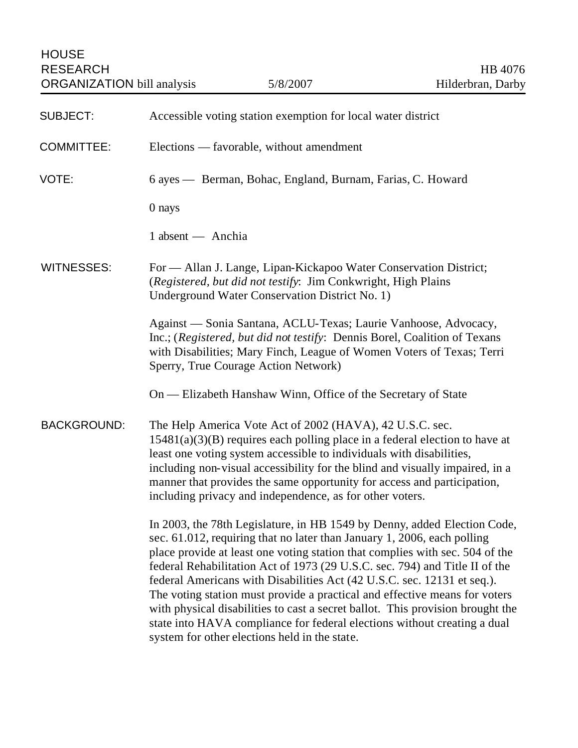HOUSE RESEARCH ORGANIZATION bill analysis — 5/8/2007 — HB 4076 — Hilderbran, Darby

**SUBJECT:** Accessible voting station exemption for local water district

**COMMITTEE:** Elections — favorable, without amendment

**VOTE:** 6 ayes — Berman, Bohac, England, Burnam, Farias, C. Howard

0 nays

1 absent — Anchia

**WITNESSES:** For — Allan J. Lange, Lipan-Kickapoo Water Conservation District; (*Registered, but did not testify*: Jim Conkwright, High Plains Underground Water Conservation District No. 1)

Against — Sonia Santana, ACLU-Texas; Laurie Vanhoose, Advocacy, Inc.; (*Registered, but did not testify*: Dennis Borel, Coalition of Texans with Disabilities; Mary Finch, League of Women Voters of Texas; Terri Sperry, True Courage Action Network)

On — Elizabeth Hanshaw Winn, Office of the Secretary of State

**BACKGROUND:** The Help America Vote Act of 2002 (HAVA), 42 U.S.C. sec. 15481(a)(3)(B) requires each polling place in a federal election to have at least one voting system accessible to individuals with disabilities, including non-visual accessibility for the blind and visually impaired, in a manner that provides the same opportunity for access and participation, including privacy and independence, as for other voters.

In 2003, the 78th Legislature, in HB 1549 by Denny, added Election Code, sec. 61.012, requiring that no later than January 1, 2006, each polling place provide at least one voting station that complies with sec. 504 of the federal Rehabilitation Act of 1973 (29 U.S.C. sec. 794) and Title II of the federal Americans with Disabilities Act (42 U.S.C. sec. 12131 et seq.). The voting station must provide a practical and effective means for voters with physical disabilities to cast a secret ballot. This provision brought the state into HAVA compliance for federal elections without creating a dual system for other elections held in the state.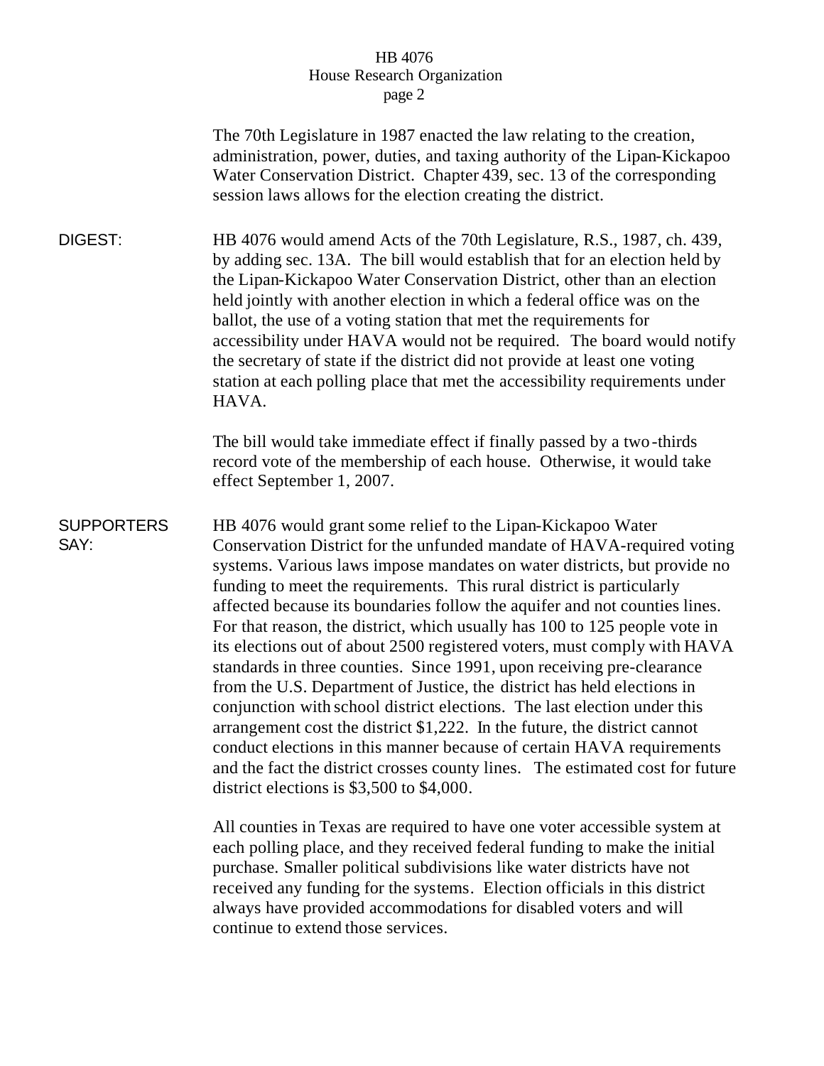The 70th Legislature in 1987 enacted the law relating to the creation, administration, power, duties, and taxing authority of the Lipan-Kickapoo Water Conservation District. Chapter 439, sec. 13 of the corresponding session laws allows for the election creating the district.

**DIGEST:**

HB 4076 would amend Acts of the 70th Legislature, R.S., 1987, ch. 439, by adding sec. 13A. The bill would establish that for an election held by the Lipan-Kickapoo Water Conservation District, other than an election held jointly with another election in which a federal office was on the ballot, the use of a voting station that met the requirements for accessibility under HAVA would not be required. The board would notify the secretary of state if the district did not provide at least one voting station at each polling place that met the accessibility requirements under HAVA.

The bill would take immediate effect if finally passed by a two-thirds record vote of the membership of each house. Otherwise, it would take effect September 1, 2007.

**SUPPORTERS SAY:**

HB 4076 would grant some relief to the Lipan-Kickapoo Water Conservation District for the unfunded mandate of HAVA-required voting systems. Various laws impose mandates on water districts, but provide no funding to meet the requirements. This rural district is particularly affected because its boundaries follow the aquifer and not counties lines. For that reason, the district, which usually has 100 to 125 people vote in its elections out of about 2500 registered voters, must comply with HAVA standards in three counties. Since 1991, upon receiving pre-clearance from the U.S. Department of Justice, the district has held elections in conjunction with school district elections. The last election under this arrangement cost the district $1,222. In the future, the district cannot conduct elections in this manner because of certain HAVA requirements and the fact the district crosses county lines. The estimated cost for future district elections is $3,500 to $4,000.

All counties in Texas are required to have one voter accessible system at each polling place, and they received federal funding to make the initial purchase. Smaller political subdivisions like water districts have not received any funding for the systems. Election officials in this district always have provided accommodations for disabled voters and will continue to extend those services.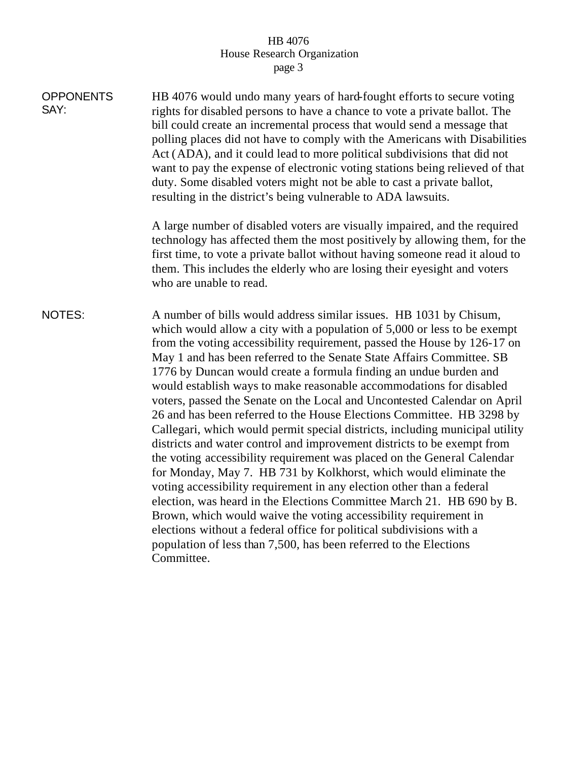**OPPONENTS SAY:** HB 4076 would undo many years of hard-fought efforts to secure voting rights for disabled persons to have a chance to vote a private ballot. The bill could create an incremental process that would send a message that polling places did not have to comply with the Americans with Disabilities Act (ADA), and it could lead to more political subdivisions that did not want to pay the expense of electronic voting stations being relieved of that duty. Some disabled voters might not be able to cast a private ballot, resulting in the district's being vulnerable to ADA lawsuits.

A large number of disabled voters are visually impaired, and the required technology has affected them the most positively by allowing them, for the first time, to vote a private ballot without having someone read it aloud to them. This includes the elderly who are losing their eyesight and voters who are unable to read.

**NOTES:** A number of bills would address similar issues. HB 1031 by Chisum, which would allow a city with a population of 5,000 or less to be exempt from the voting accessibility requirement, passed the House by 126-17 on May 1 and has been referred to the Senate State Affairs Committee. SB 1776 by Duncan would create a formula finding an undue burden and would establish ways to make reasonable accommodations for disabled voters, passed the Senate on the Local and Uncontested Calendar on April 26 and has been referred to the House Elections Committee. HB 3298 by Callegari, which would permit special districts, including municipal utility districts and water control and improvement districts to be exempt from the voting accessibility requirement was placed on the General Calendar for Monday, May 7. HB 731 by Kolkhorst, which would eliminate the voting accessibility requirement in any election other than a federal election, was heard in the Elections Committee March 21. HB 690 by B. Brown, which would waive the voting accessibility requirement in elections without a federal office for political subdivisions with a population of less than 7,500, has been referred to the Elections Committee.